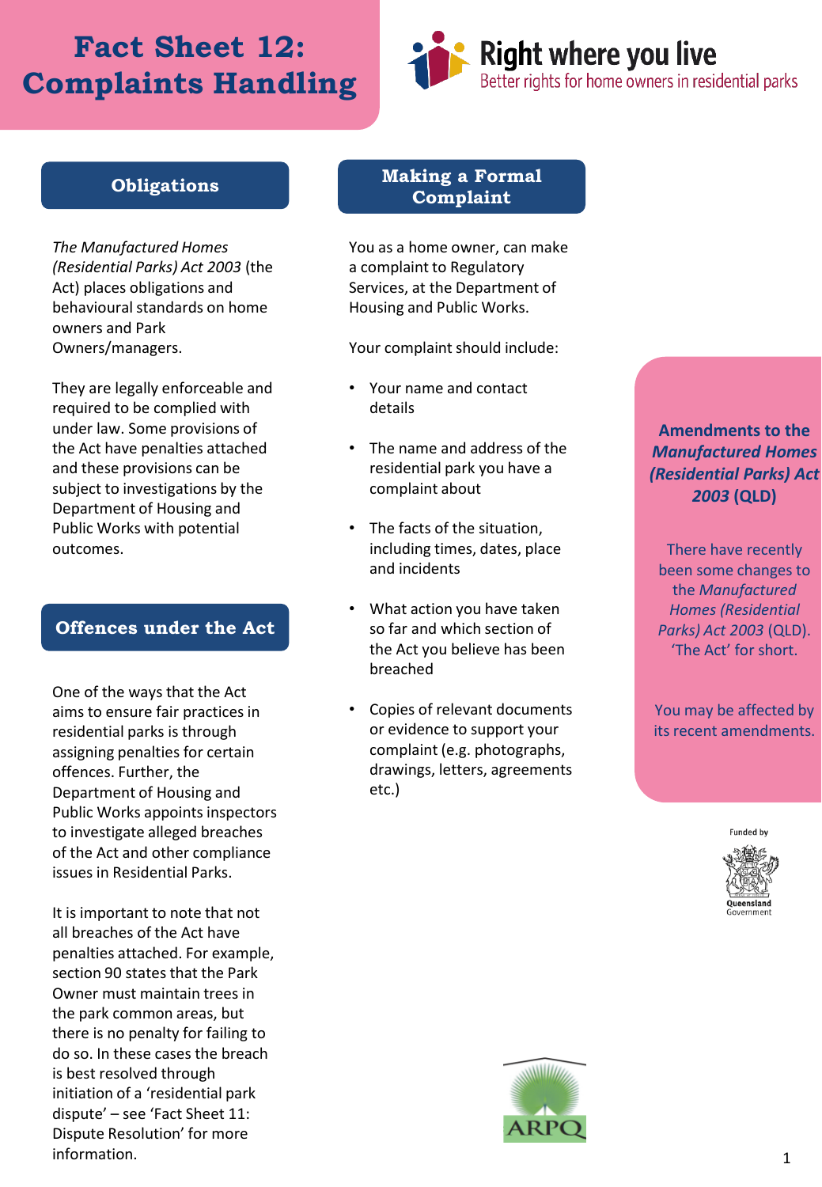# Fact Sheet 12: Complaints Handling

Right where you live
Better rights for home owners in residential parks

## Obligations

*The Manufactured Homes (Residential Parks) Act 2003* (the Act) places obligations and behavioural standards on home owners and Park Owners/managers.

They are legally enforceable and required to be complied with under law. Some provisions of the Act have penalties attached and these provisions can be subject to investigations by the Department of Housing and Public Works with potential outcomes.

## Offences under the Act

One of the ways that the Act aims to ensure fair practices in residential parks is through assigning penalties for certain offences. Further, the Department of Housing and Public Works appoints inspectors to investigate alleged breaches of the Act and other compliance issues in Residential Parks.

It is important to note that not all breaches of the Act have penalties attached. For example, section 90 states that the Park Owner must maintain trees in the park common areas, but there is no penalty for failing to do so. In these cases the breach is best resolved through initiation of a 'residential park dispute' – see 'Fact Sheet 11: Dispute Resolution' for more information.

## Making a Formal Complaint

You as a home owner, can make a complaint to Regulatory Services, at the Department of Housing and Public Works.

Your complaint should include:

- Your name and contact details
- The name and address of the residential park you have a complaint about
- The facts of the situation, including times, dates, place and incidents
- What action you have taken so far and which section of the Act you believe has been breached
- Copies of relevant documents or evidence to support your complaint (e.g. photographs, drawings, letters, agreements etc.)

**Amendments to the *Manufactured Homes (Residential Parks) Act 2003* (QLD)**

There have recently been some changes to the *Manufactured Homes (Residential Parks) Act 2003* (QLD). 'The Act' for short.

You may be affected by its recent amendments.

Funded by Queensland Government

ARPQ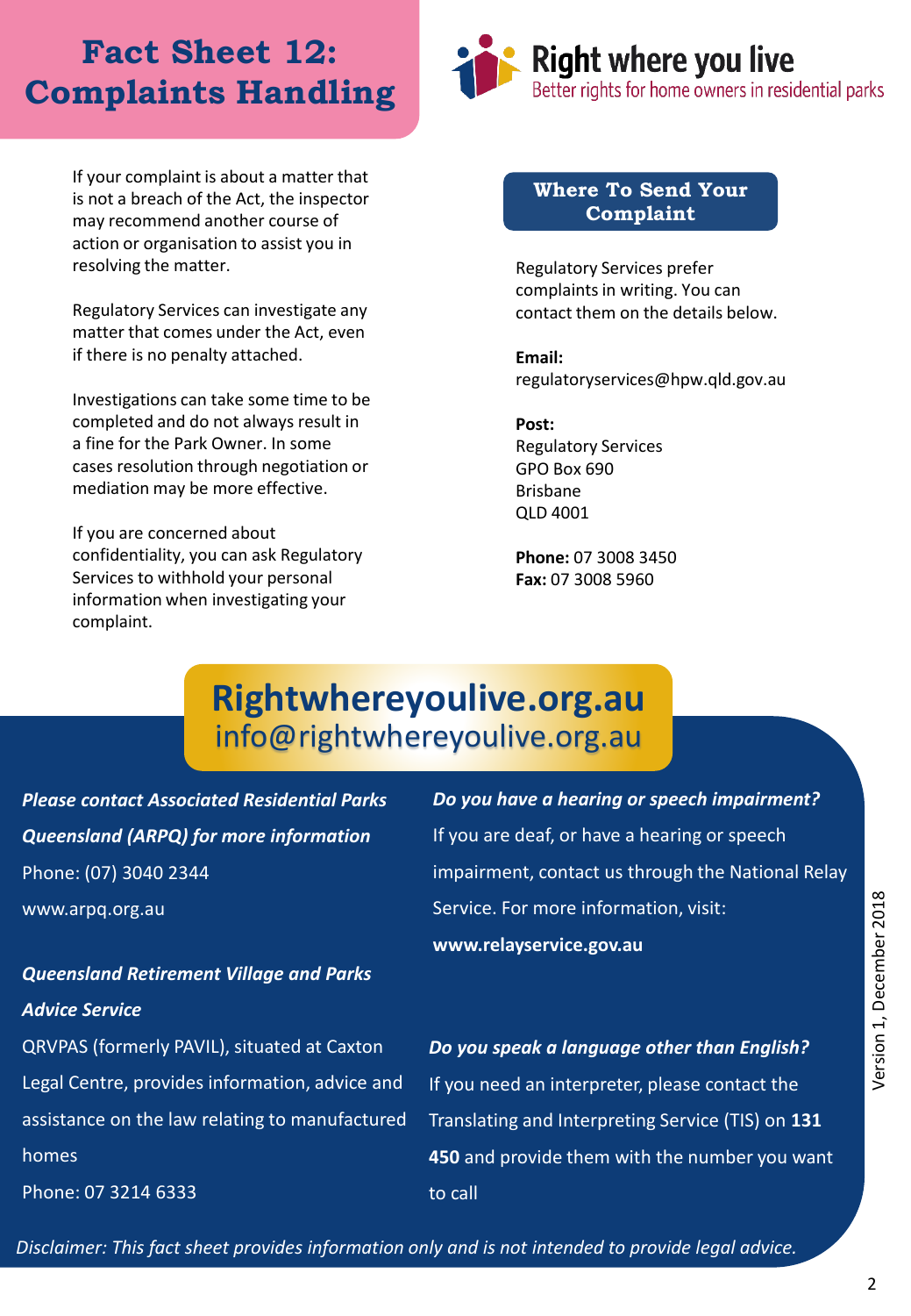# Fact Sheet 12: Complaints Handling

Right where you live
Better rights for home owners in residential parks

If your complaint is about a matter that is not a breach of the Act, the inspector may recommend another course of action or organisation to assist you in resolving the matter.

Regulatory Services can investigate any matter that comes under the Act, even if there is no penalty attached.

Investigations can take some time to be completed and do not always result in a fine for the Park Owner. In some cases resolution through negotiation or mediation may be more effective.

If you are concerned about confidentiality, you can ask Regulatory Services to withhold your personal information when investigating your complaint.

## Where To Send Your Complaint

Regulatory Services prefer complaints in writing. You can contact them on the details below.

**Email:**
regulatoryservices@hpw.qld.gov.au

**Post:**
Regulatory Services
GPO Box 690
Brisbane
QLD 4001

**Phone:** 07 3008 3450
**Fax:** 07 3008 5960

**Rightwhereyoulive.org.au**
info@rightwhereyoulive.org.au

***Please contact Associated Residential Parks Queensland (ARPQ) for more information***

Phone: (07) 3040 2344
www.arpq.org.au

***Queensland Retirement Village and Parks Advice Service***

QRVPAS (formerly PAVIL), situated at Caxton Legal Centre, provides information, advice and assistance on the law relating to manufactured homes

Phone: 07 3214 6333

***Do you have a hearing or speech impairment?***

If you are deaf, or have a hearing or speech impairment, contact us through the National Relay Service. For more information, visit:
**www.relayservice.gov.au**

***Do you speak a language other than English?***

If you need an interpreter, please contact the Translating and Interpreting Service (TIS) on **131 450** and provide them with the number you want to call

*Disclaimer: This fact sheet provides information only and is not intended to provide legal advice.*

Version 1, December 2018